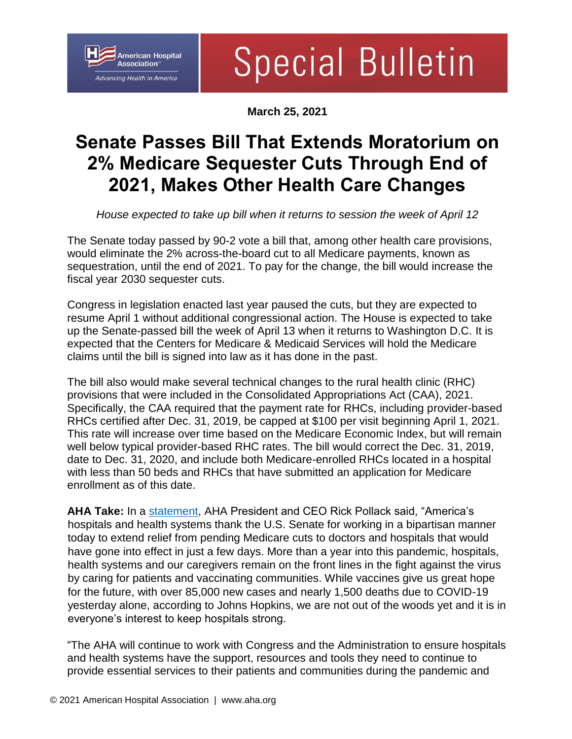American Hospital Association™
Advancing Health in America

# Special Bulletin

**March 25, 2021**

## Senate Passes Bill That Extends Moratorium on 2% Medicare Sequester Cuts Through End of 2021, Makes Other Health Care Changes

*House expected to take up bill when it returns to session the week of April 12*

The Senate today passed by 90-2 vote a bill that, among other health care provisions, would eliminate the 2% across-the-board cut to all Medicare payments, known as sequestration, until the end of 2021. To pay for the change, the bill would increase the fiscal year 2030 sequester cuts.

Congress in legislation enacted last year paused the cuts, but they are expected to resume April 1 without additional congressional action. The House is expected to take up the Senate-passed bill the week of April 13 when it returns to Washington D.C. It is expected that the Centers for Medicare & Medicaid Services will hold the Medicare claims until the bill is signed into law as it has done in the past.

The bill also would make several technical changes to the rural health clinic (RHC) provisions that were included in the Consolidated Appropriations Act (CAA), 2021. Specifically, the CAA required that the payment rate for RHCs, including provider-based RHCs certified after Dec. 31, 2019, be capped at $100 per visit beginning April 1, 2021. This rate will increase over time based on the Medicare Economic Index, but will remain well below typical provider-based RHC rates. The bill would correct the Dec. 31, 2019, date to Dec. 31, 2020, and include both Medicare-enrolled RHCs located in a hospital with less than 50 beds and RHCs that have submitted an application for Medicare enrollment as of this date.

**AHA Take:** In a statement, AHA President and CEO Rick Pollack said, "America's hospitals and health systems thank the U.S. Senate for working in a bipartisan manner today to extend relief from pending Medicare cuts to doctors and hospitals that would have gone into effect in just a few days. More than a year into this pandemic, hospitals, health systems and our caregivers remain on the front lines in the fight against the virus by caring for patients and vaccinating communities. While vaccines give us great hope for the future, with over 85,000 new cases and nearly 1,500 deaths due to COVID-19 yesterday alone, according to Johns Hopkins, we are not out of the woods yet and it is in everyone's interest to keep hospitals strong.

"The AHA will continue to work with Congress and the Administration to ensure hospitals and health systems have the support, resources and tools they need to continue to provide essential services to their patients and communities during the pandemic and

© 2021 American Hospital Association | www.aha.org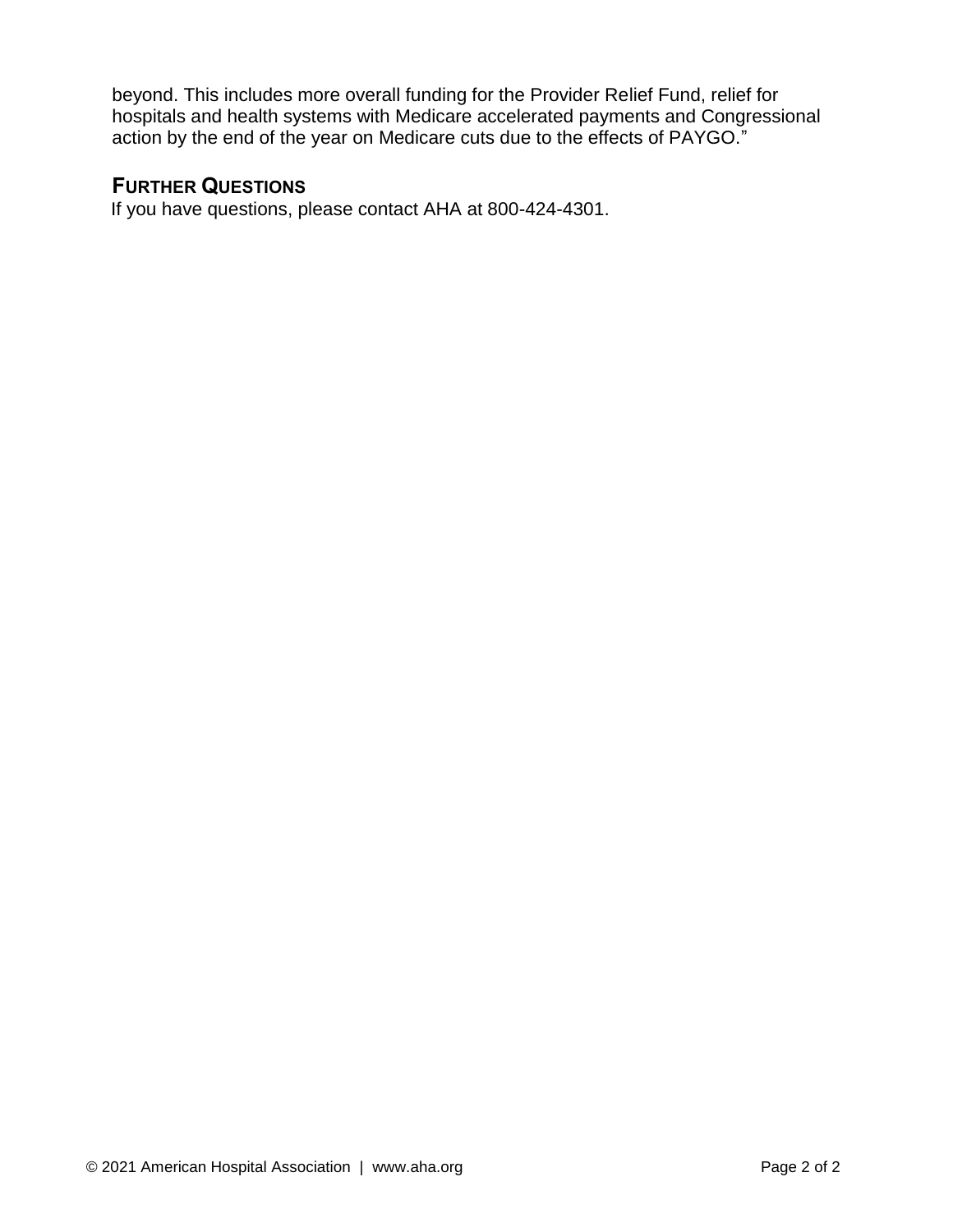beyond. This includes more overall funding for the Provider Relief Fund, relief for hospitals and health systems with Medicare accelerated payments and Congressional action by the end of the year on Medicare cuts due to the effects of PAYGO."

## FURTHER QUESTIONS

If you have questions, please contact AHA at 800-424-4301.